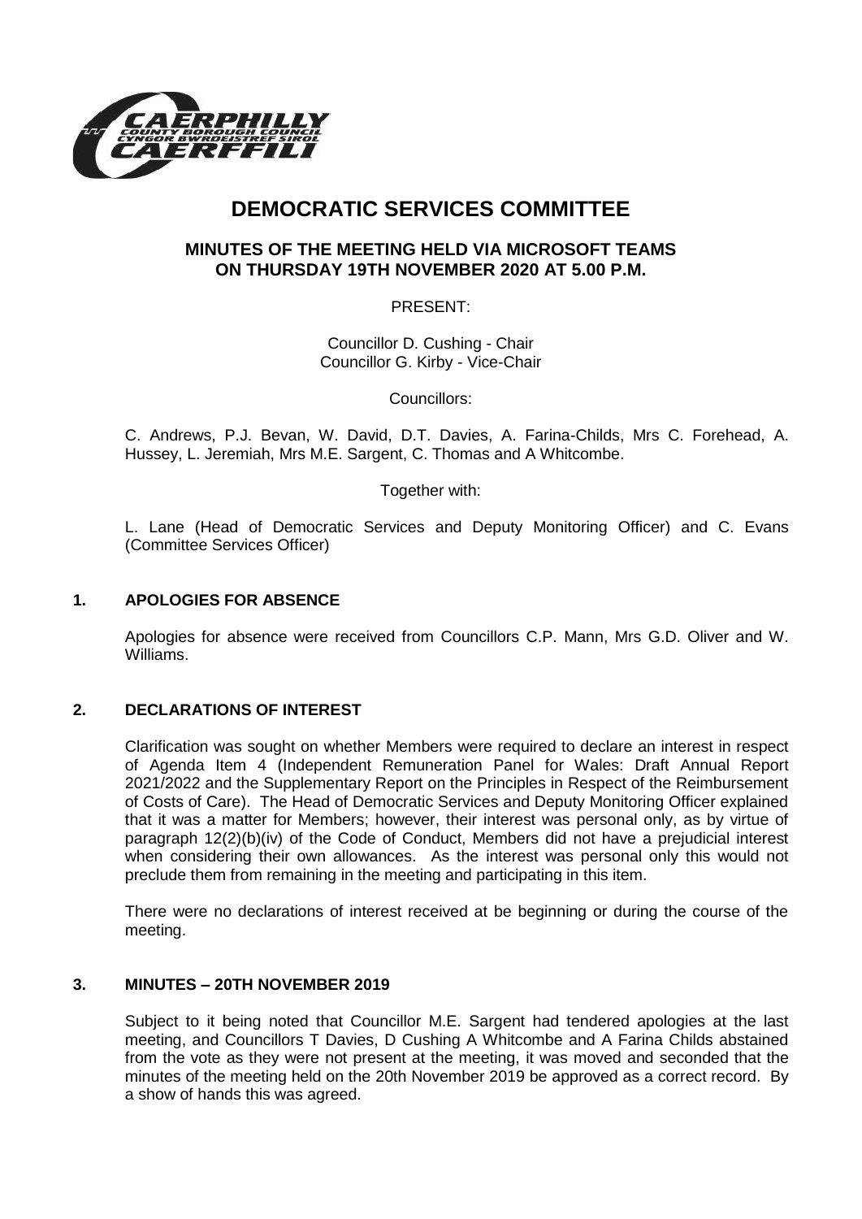# DEMOCRATIC SERVICES COMMITTEE

## MINUTES OF THE MEETING HELD VIA MICROSOFT TEAMS ON THURSDAY 19TH NOVEMBER 2020 AT 5.00 P.M.

PRESENT:

Councillor D. Cushing - Chair
Councillor G. Kirby - Vice-Chair

Councillors:

C. Andrews, P.J. Bevan, W. David, D.T. Davies, A. Farina-Childs, Mrs C. Forehead, A. Hussey, L. Jeremiah, Mrs M.E. Sargent, C. Thomas and A Whitcombe.

Together with:

L. Lane (Head of Democratic Services and Deputy Monitoring Officer) and C. Evans (Committee Services Officer)

### 1. APOLOGIES FOR ABSENCE

Apologies for absence were received from Councillors C.P. Mann, Mrs G.D. Oliver and W. Williams.

### 2. DECLARATIONS OF INTEREST

Clarification was sought on whether Members were required to declare an interest in respect of Agenda Item 4 (Independent Remuneration Panel for Wales: Draft Annual Report 2021/2022 and the Supplementary Report on the Principles in Respect of the Reimbursement of Costs of Care). The Head of Democratic Services and Deputy Monitoring Officer explained that it was a matter for Members; however, their interest was personal only, as by virtue of paragraph 12(2)(b)(iv) of the Code of Conduct, Members did not have a prejudicial interest when considering their own allowances. As the interest was personal only this would not preclude them from remaining in the meeting and participating in this item.

There were no declarations of interest received at be beginning or during the course of the meeting.

### 3. MINUTES – 20TH NOVEMBER 2019

Subject to it being noted that Councillor M.E. Sargent had tendered apologies at the last meeting, and Councillors T Davies, D Cushing A Whitcombe and A Farina Childs abstained from the vote as they were not present at the meeting, it was moved and seconded that the minutes of the meeting held on the 20th November 2019 be approved as a correct record. By a show of hands this was agreed.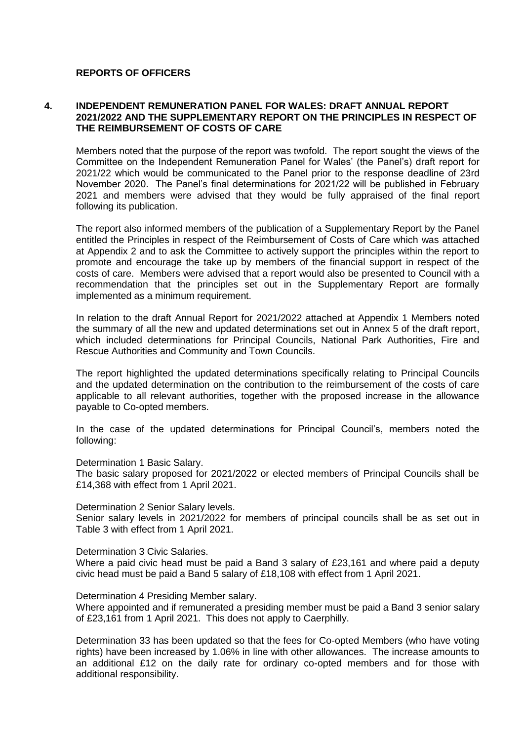**REPORTS OF OFFICERS**

**4. INDEPENDENT REMUNERATION PANEL FOR WALES: DRAFT ANNUAL REPORT 2021/2022 AND THE SUPPLEMENTARY REPORT ON THE PRINCIPLES IN RESPECT OF THE REIMBURSEMENT OF COSTS OF CARE**

Members noted that the purpose of the report was twofold. The report sought the views of the Committee on the Independent Remuneration Panel for Wales' (the Panel's) draft report for 2021/22 which would be communicated to the Panel prior to the response deadline of 23rd November 2020. The Panel's final determinations for 2021/22 will be published in February 2021 and members were advised that they would be fully appraised of the final report following its publication.

The report also informed members of the publication of a Supplementary Report by the Panel entitled the Principles in respect of the Reimbursement of Costs of Care which was attached at Appendix 2 and to ask the Committee to actively support the principles within the report to promote and encourage the take up by members of the financial support in respect of the costs of care. Members were advised that a report would also be presented to Council with a recommendation that the principles set out in the Supplementary Report are formally implemented as a minimum requirement.

In relation to the draft Annual Report for 2021/2022 attached at Appendix 1 Members noted the summary of all the new and updated determinations set out in Annex 5 of the draft report, which included determinations for Principal Councils, National Park Authorities, Fire and Rescue Authorities and Community and Town Councils.

The report highlighted the updated determinations specifically relating to Principal Councils and the updated determination on the contribution to the reimbursement of the costs of care applicable to all relevant authorities, together with the proposed increase in the allowance payable to Co-opted members.

In the case of the updated determinations for Principal Council's, members noted the following:

Determination 1 Basic Salary.
The basic salary proposed for 2021/2022 or elected members of Principal Councils shall be £14,368 with effect from 1 April 2021.

Determination 2 Senior Salary levels.
Senior salary levels in 2021/2022 for members of principal councils shall be as set out in Table 3 with effect from 1 April 2021.

Determination 3 Civic Salaries.
Where a paid civic head must be paid a Band 3 salary of £23,161 and where paid a deputy civic head must be paid a Band 5 salary of £18,108 with effect from 1 April 2021.

Determination 4 Presiding Member salary.
Where appointed and if remunerated a presiding member must be paid a Band 3 senior salary of £23,161 from 1 April 2021. This does not apply to Caerphilly.

Determination 33 has been updated so that the fees for Co-opted Members (who have voting rights) have been increased by 1.06% in line with other allowances. The increase amounts to an additional £12 on the daily rate for ordinary co-opted members and for those with additional responsibility.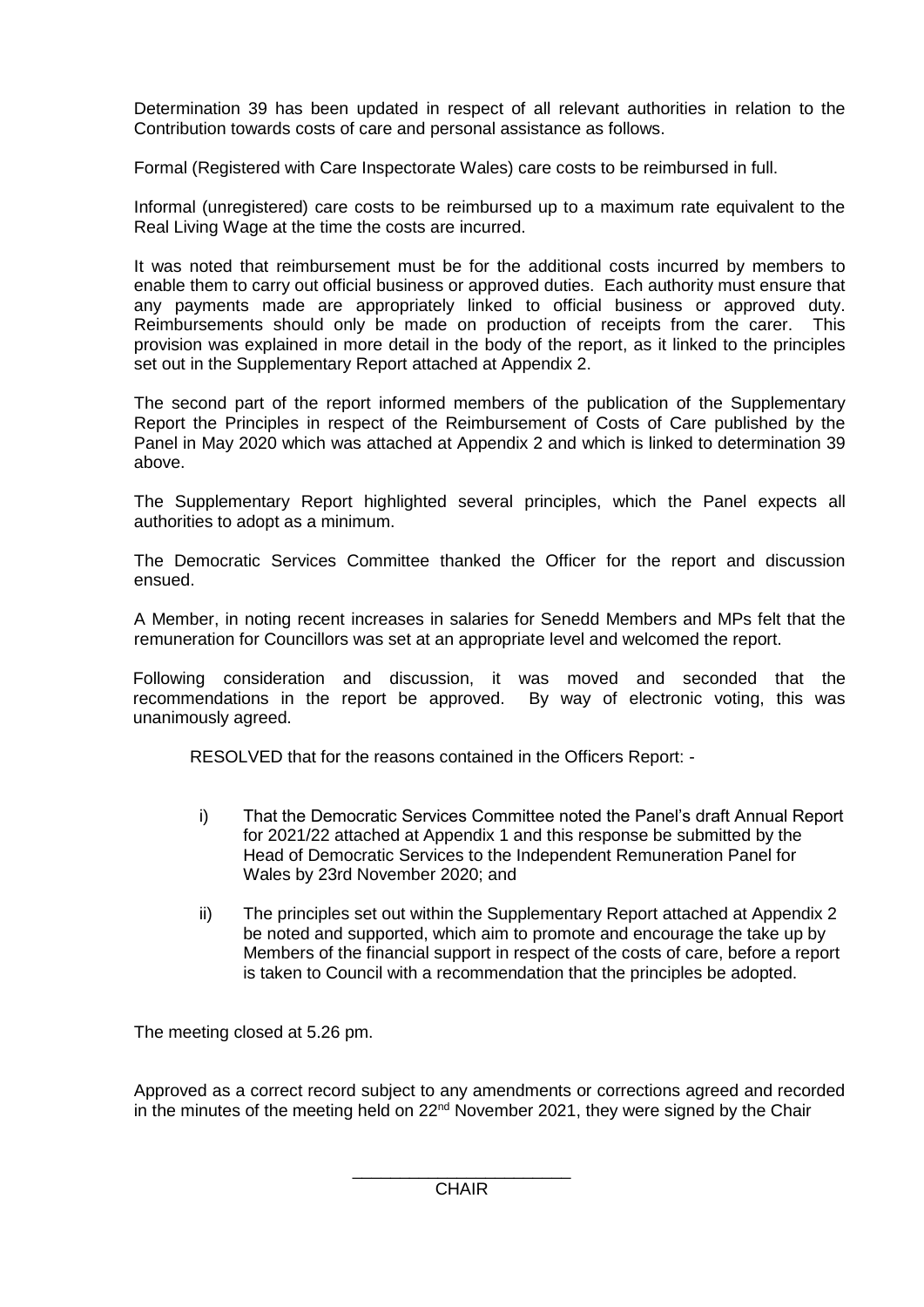Determination 39 has been updated in respect of all relevant authorities in relation to the Contribution towards costs of care and personal assistance as follows.

Formal (Registered with Care Inspectorate Wales) care costs to be reimbursed in full.

Informal (unregistered) care costs to be reimbursed up to a maximum rate equivalent to the Real Living Wage at the time the costs are incurred.

It was noted that reimbursement must be for the additional costs incurred by members to enable them to carry out official business or approved duties. Each authority must ensure that any payments made are appropriately linked to official business or approved duty. Reimbursements should only be made on production of receipts from the carer. This provision was explained in more detail in the body of the report, as it linked to the principles set out in the Supplementary Report attached at Appendix 2.

The second part of the report informed members of the publication of the Supplementary Report the Principles in respect of the Reimbursement of Costs of Care published by the Panel in May 2020 which was attached at Appendix 2 and which is linked to determination 39 above.

The Supplementary Report highlighted several principles, which the Panel expects all authorities to adopt as a minimum.

The Democratic Services Committee thanked the Officer for the report and discussion ensued.

A Member, in noting recent increases in salaries for Senedd Members and MPs felt that the remuneration for Councillors was set at an appropriate level and welcomed the report.

Following consideration and discussion, it was moved and seconded that the recommendations in the report be approved. By way of electronic voting, this was unanimously agreed.

RESOLVED that for the reasons contained in the Officers Report: -

i) That the Democratic Services Committee noted the Panel's draft Annual Report for 2021/22 attached at Appendix 1 and this response be submitted by the Head of Democratic Services to the Independent Remuneration Panel for Wales by 23rd November 2020; and

ii) The principles set out within the Supplementary Report attached at Appendix 2 be noted and supported, which aim to promote and encourage the take up by Members of the financial support in respect of the costs of care, before a report is taken to Council with a recommendation that the principles be adopted.

The meeting closed at 5.26 pm.

Approved as a correct record subject to any amendments or corrections agreed and recorded in the minutes of the meeting held on 22nd November 2021, they were signed by the Chair

\_\_\_\_\_\_\_\_\_\_\_\_\_\_\_\_\_\_\_\_\_\_\_\_

CHAIR